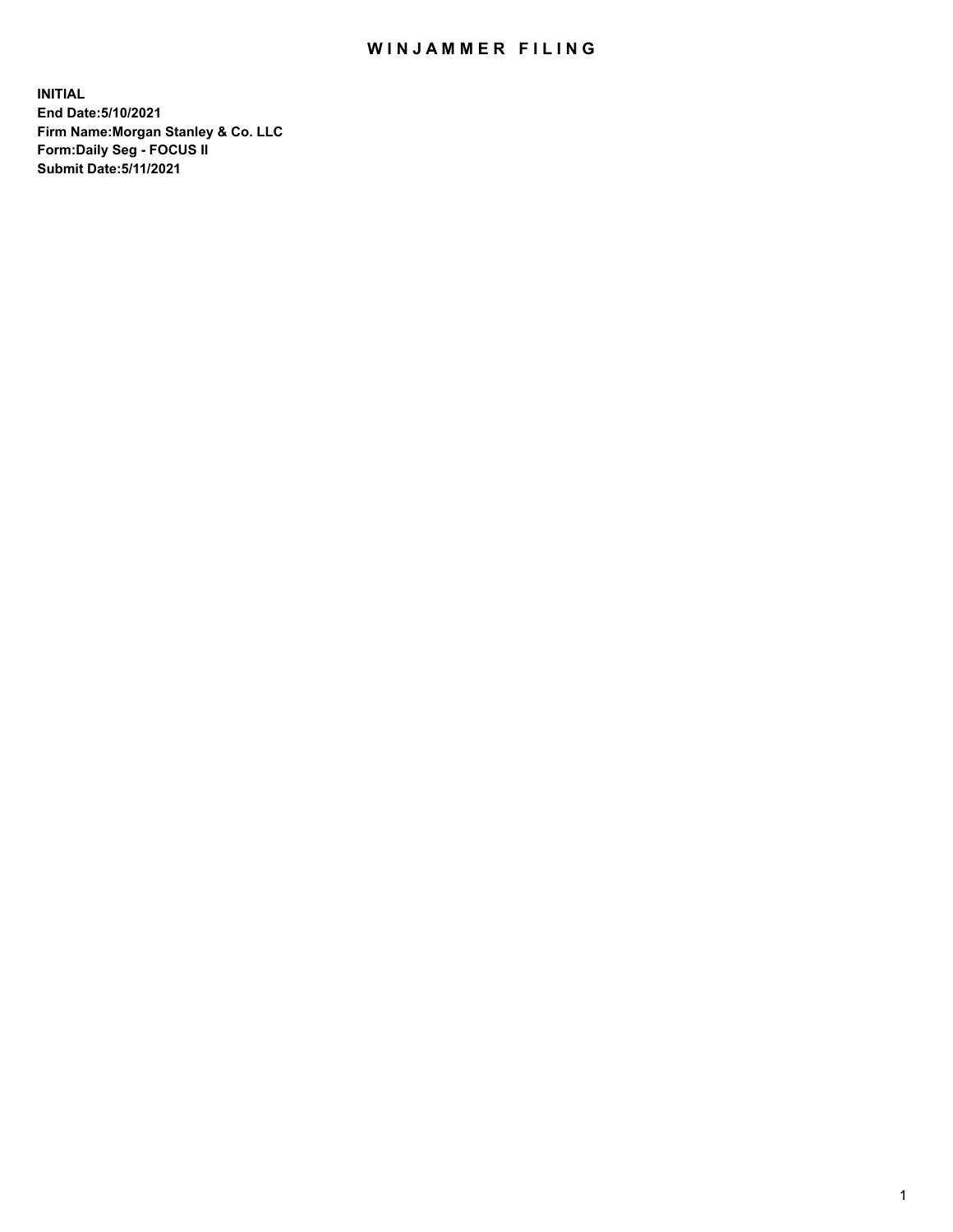# WINJAMMER FILING

**INITIAL**
**End Date:5/10/2021**
**Firm Name:Morgan Stanley & Co. LLC**
**Form:Daily Seg - FOCUS II**
**Submit Date:5/11/2021**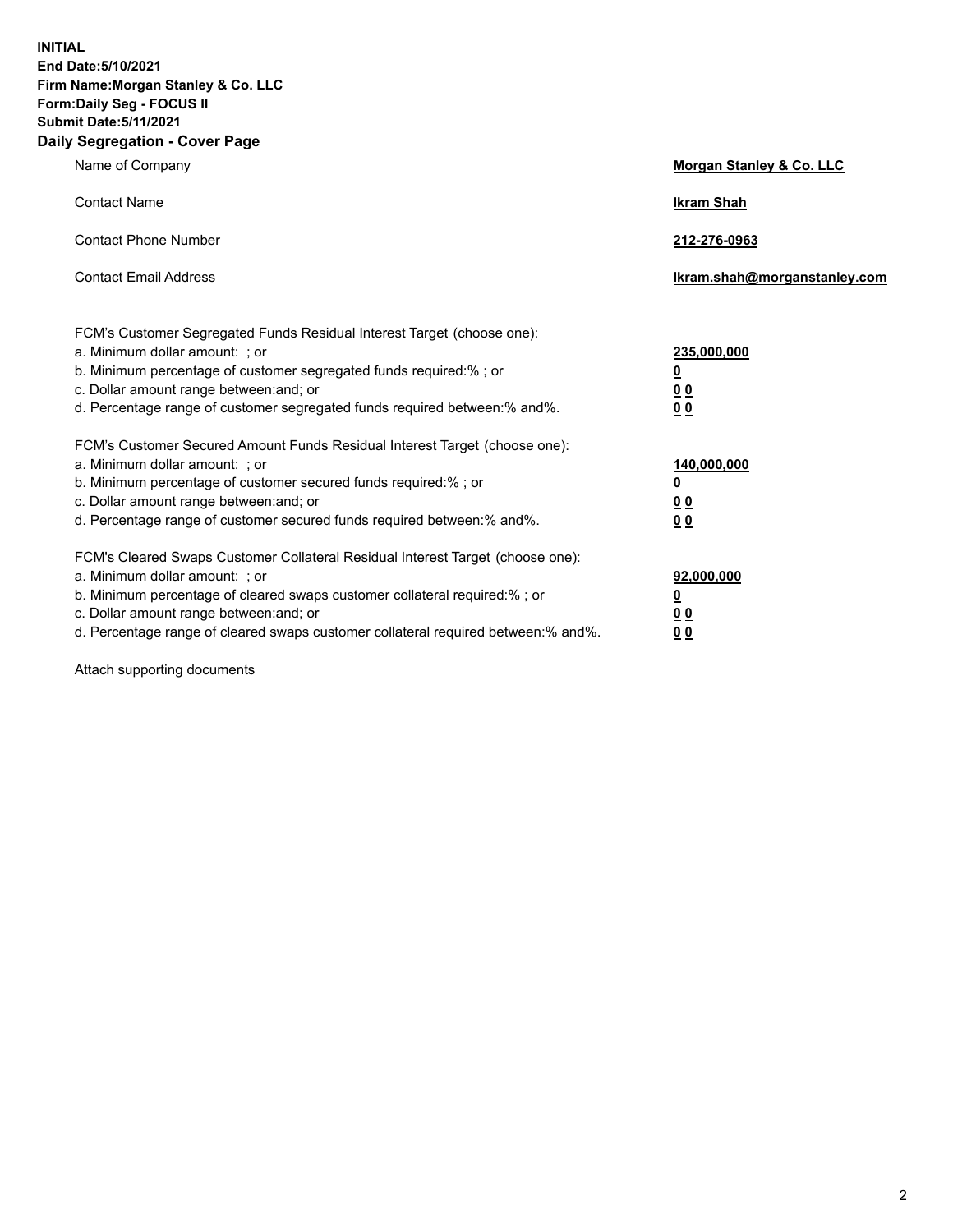**INITIAL**
**End Date:5/10/2021**
**Firm Name:Morgan Stanley & Co. LLC**
**Form:Daily Seg - FOCUS II**
**Submit Date:5/11/2021**

## Daily Segregation - Cover Page

| | |
|---|---|
| Name of Company | **Morgan Stanley & Co. LLC** |
| Contact Name | **Ikram Shah** |
| Contact Phone Number | **212-276-0963** |
| Contact Email Address | **Ikram.shah@morganstanley.com** |

| | |
|---|---|
| FCM's Customer Segregated Funds Residual Interest Target (choose one): | |
| a. Minimum dollar amount: ; or | **235,000,000** |
| b. Minimum percentage of customer segregated funds required:% ; or | **0** |
| c. Dollar amount range between:and; or | **0 0** |
| d. Percentage range of customer segregated funds required between:% and%. | **0 0** |
| FCM's Customer Secured Amount Funds Residual Interest Target (choose one): | |
| a. Minimum dollar amount: ; or | **140,000,000** |
| b. Minimum percentage of customer secured funds required:% ; or | **0** |
| c. Dollar amount range between:and; or | **0 0** |
| d. Percentage range of customer secured funds required between:% and%. | **0 0** |
| FCM's Cleared Swaps Customer Collateral Residual Interest Target (choose one): | |
| a. Minimum dollar amount: ; or | **92,000,000** |
| b. Minimum percentage of cleared swaps customer collateral required:% ; or | **0** |
| c. Dollar amount range between:and; or | **0 0** |
| d. Percentage range of cleared swaps customer collateral required between:% and%. | **0 0** |

Attach supporting documents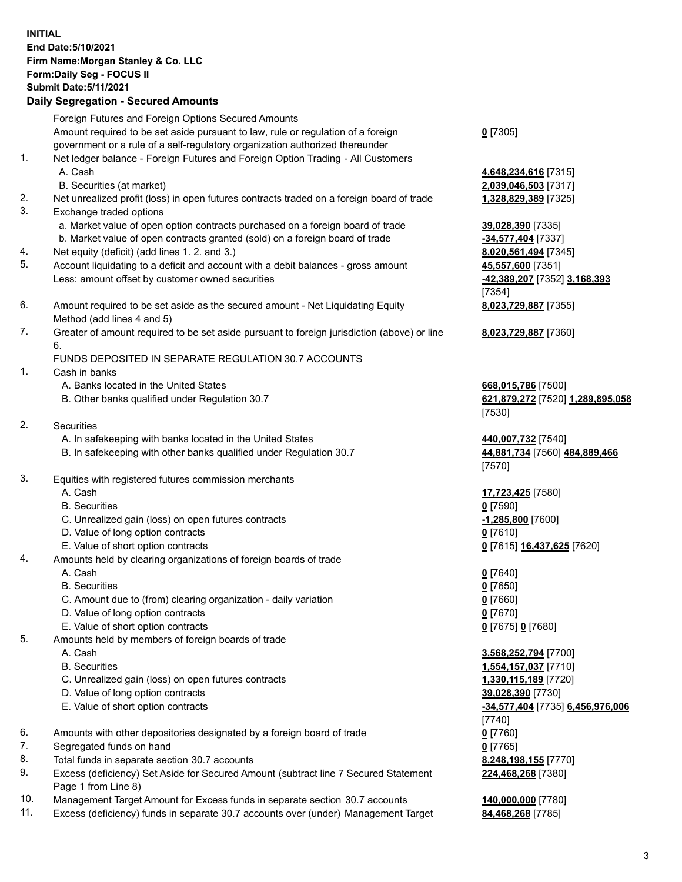**INITIAL**
**End Date:5/10/2021**
**Firm Name:Morgan Stanley & Co. LLC**
**Form:Daily Seg - FOCUS II**
**Submit Date:5/11/2021**

## Daily Segregation - Secured Amounts

| | | |
|---|---|---|
| | Foreign Futures and Foreign Options Secured Amounts | |
| | Amount required to be set aside pursuant to law, rule or regulation of a foreign government or a rule of a self-regulatory organization authorized thereunder | **0** [7305] |
| 1. | Net ledger balance - Foreign Futures and Foreign Option Trading - All Customers | |
| | A. Cash | **4,648,234,616** [7315] |
| | B. Securities (at market) | **2,039,046,503** [7317] |
| 2. | Net unrealized profit (loss) in open futures contracts traded on a foreign board of trade | **1,328,829,389** [7325] |
| 3. | Exchange traded options | |
| | a. Market value of open option contracts purchased on a foreign board of trade | **39,028,390** [7335] |
| | b. Market value of open contracts granted (sold) on a foreign board of trade | **-34,577,404** [7337] |
| 4. | Net equity (deficit) (add lines 1. 2. and 3.) | **8,020,561,494** [7345] |
| 5. | Account liquidating to a deficit and account with a debit balances - gross amount | **45,557,600** [7351] |
| | Less: amount offset by customer owned securities | **-42,389,207** [7352] **3,168,393** [7354] |
| 6. | Amount required to be set aside as the secured amount - Net Liquidating Equity Method (add lines 4 and 5) | **8,023,729,887** [7355] |
| 7. | Greater of amount required to be set aside pursuant to foreign jurisdiction (above) or line 6. | **8,023,729,887** [7360] |
| | FUNDS DEPOSITED IN SEPARATE REGULATION 30.7 ACCOUNTS | |
| 1. | Cash in banks | |
| | A. Banks located in the United States | **668,015,786** [7500] |
| | B. Other banks qualified under Regulation 30.7 | **621,879,272** [7520] **1,289,895,058** [7530] |
| 2. | Securities | |
| | A. In safekeeping with banks located in the United States | **440,007,732** [7540] |
| | B. In safekeeping with other banks qualified under Regulation 30.7 | **44,881,734** [7560] **484,889,466** [7570] |
| 3. | Equities with registered futures commission merchants | |
| | A. Cash | **17,723,425** [7580] |
| | B. Securities | **0** [7590] |
| | C. Unrealized gain (loss) on open futures contracts | **-1,285,800** [7600] |
| | D. Value of long option contracts | **0** [7610] |
| | E. Value of short option contracts | **0** [7615] **16,437,625** [7620] |
| 4. | Amounts held by clearing organizations of foreign boards of trade | |
| | A. Cash | **0** [7640] |
| | B. Securities | **0** [7650] |
| | C. Amount due to (from) clearing organization - daily variation | **0** [7660] |
| | D. Value of long option contracts | **0** [7670] |
| | E. Value of short option contracts | **0** [7675] **0** [7680] |
| 5. | Amounts held by members of foreign boards of trade | |
| | A. Cash | **3,568,252,794** [7700] |
| | B. Securities | **1,554,157,037** [7710] |
| | C. Unrealized gain (loss) on open futures contracts | **1,330,115,189** [7720] |
| | D. Value of long option contracts | **39,028,390** [7730] |
| | E. Value of short option contracts | **-34,577,404** [7735] **6,456,976,006** [7740] |
| 6. | Amounts with other depositories designated by a foreign board of trade | **0** [7760] |
| 7. | Segregated funds on hand | **0** [7765] |
| 8. | Total funds in separate section 30.7 accounts | **8,248,198,155** [7770] |
| 9. | Excess (deficiency) Set Aside for Secured Amount (subtract line 7 Secured Statement Page 1 from Line 8) | **224,468,268** [7380] |
| 10. | Management Target Amount for Excess funds in separate section 30.7 accounts | **140,000,000** [7780] |
| 11. | Excess (deficiency) funds in separate 30.7 accounts over (under) Management Target | **84,468,268** [7785] |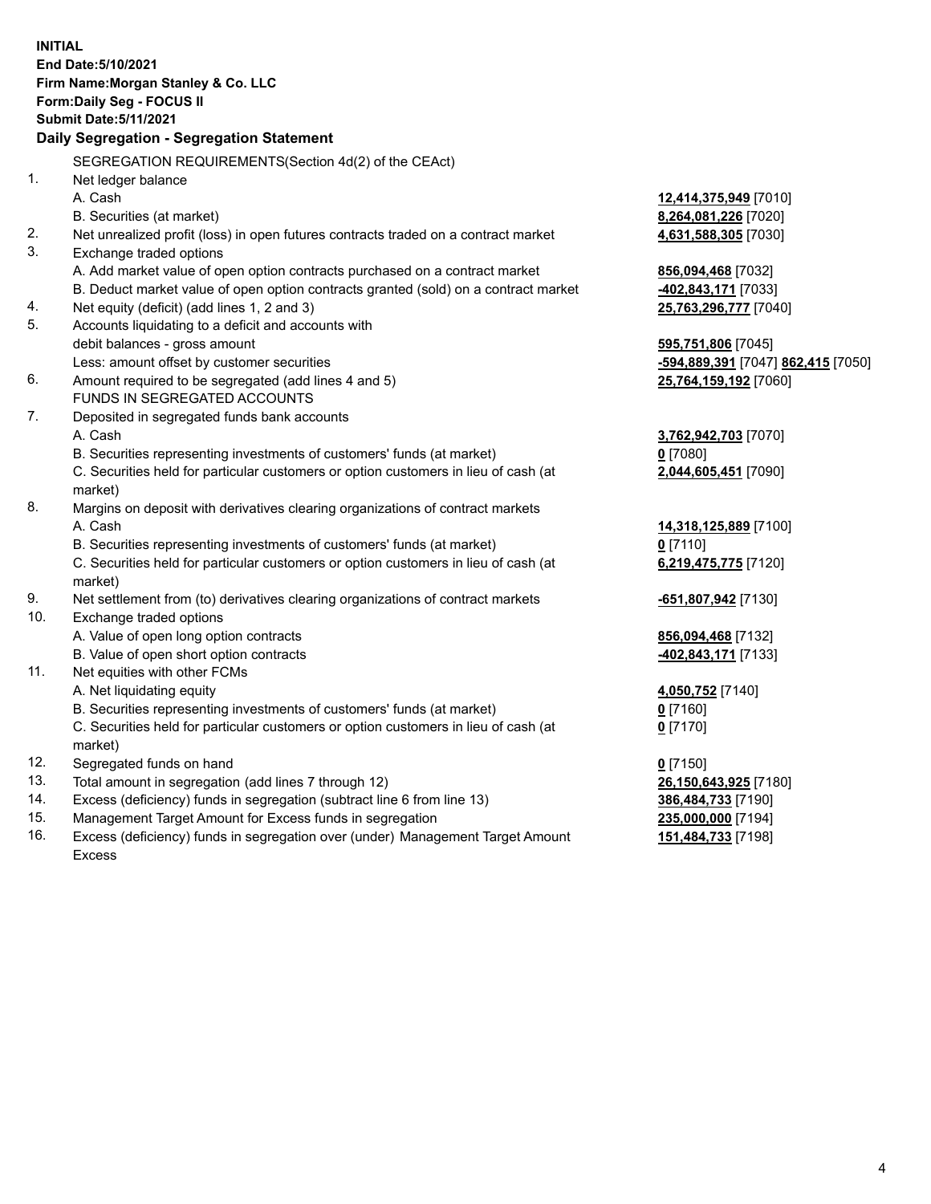**INITIAL**
**End Date:5/10/2021**
**Firm Name:Morgan Stanley & Co. LLC**
**Form:Daily Seg - FOCUS II**
**Submit Date:5/11/2021**

## Daily Segregation - Segregation Statement

| | | |
|---|---|---|
| | SEGREGATION REQUIREMENTS(Section 4d(2) of the CEAct) | |
| 1. | Net ledger balance | |
| | A. Cash | **12,414,375,949** [7010] |
| | B. Securities (at market) | **8,264,081,226** [7020] |
| 2. | Net unrealized profit (loss) in open futures contracts traded on a contract market | **4,631,588,305** [7030] |
| 3. | Exchange traded options | |
| | A. Add market value of open option contracts purchased on a contract market | **856,094,468** [7032] |
| | B. Deduct market value of open option contracts granted (sold) on a contract market | **-402,843,171** [7033] |
| 4. | Net equity (deficit) (add lines 1, 2 and 3) | **25,763,296,777** [7040] |
| 5. | Accounts liquidating to a deficit and accounts with debit balances - gross amount | **595,751,806** [7045] |
| | Less: amount offset by customer securities | **-594,889,391** [7047] **862,415** [7050] |
| 6. | Amount required to be segregated (add lines 4 and 5) | **25,764,159,192** [7060] |
| | FUNDS IN SEGREGATED ACCOUNTS | |
| 7. | Deposited in segregated funds bank accounts | |
| | A. Cash | **3,762,942,703** [7070] |
| | B. Securities representing investments of customers' funds (at market) | **0** [7080] |
| | C. Securities held for particular customers or option customers in lieu of cash (at market) | **2,044,605,451** [7090] |
| 8. | Margins on deposit with derivatives clearing organizations of contract markets | |
| | A. Cash | **14,318,125,889** [7100] |
| | B. Securities representing investments of customers' funds (at market) | **0** [7110] |
| | C. Securities held for particular customers or option customers in lieu of cash (at market) | **6,219,475,775** [7120] |
| 9. | Net settlement from (to) derivatives clearing organizations of contract markets | **-651,807,942** [7130] |
| 10. | Exchange traded options | |
| | A. Value of open long option contracts | **856,094,468** [7132] |
| | B. Value of open short option contracts | **-402,843,171** [7133] |
| 11. | Net equities with other FCMs | |
| | A. Net liquidating equity | **4,050,752** [7140] |
| | B. Securities representing investments of customers' funds (at market) | **0** [7160] |
| | C. Securities held for particular customers or option customers in lieu of cash (at market) | **0** [7170] |
| 12. | Segregated funds on hand | **0** [7150] |
| 13. | Total amount in segregation (add lines 7 through 12) | **26,150,643,925** [7180] |
| 14. | Excess (deficiency) funds in segregation (subtract line 6 from line 13) | **386,484,733** [7190] |
| 15. | Management Target Amount for Excess funds in segregation | **235,000,000** [7194] |
| 16. | Excess (deficiency) funds in segregation over (under) Management Target Amount Excess | **151,484,733** [7198] |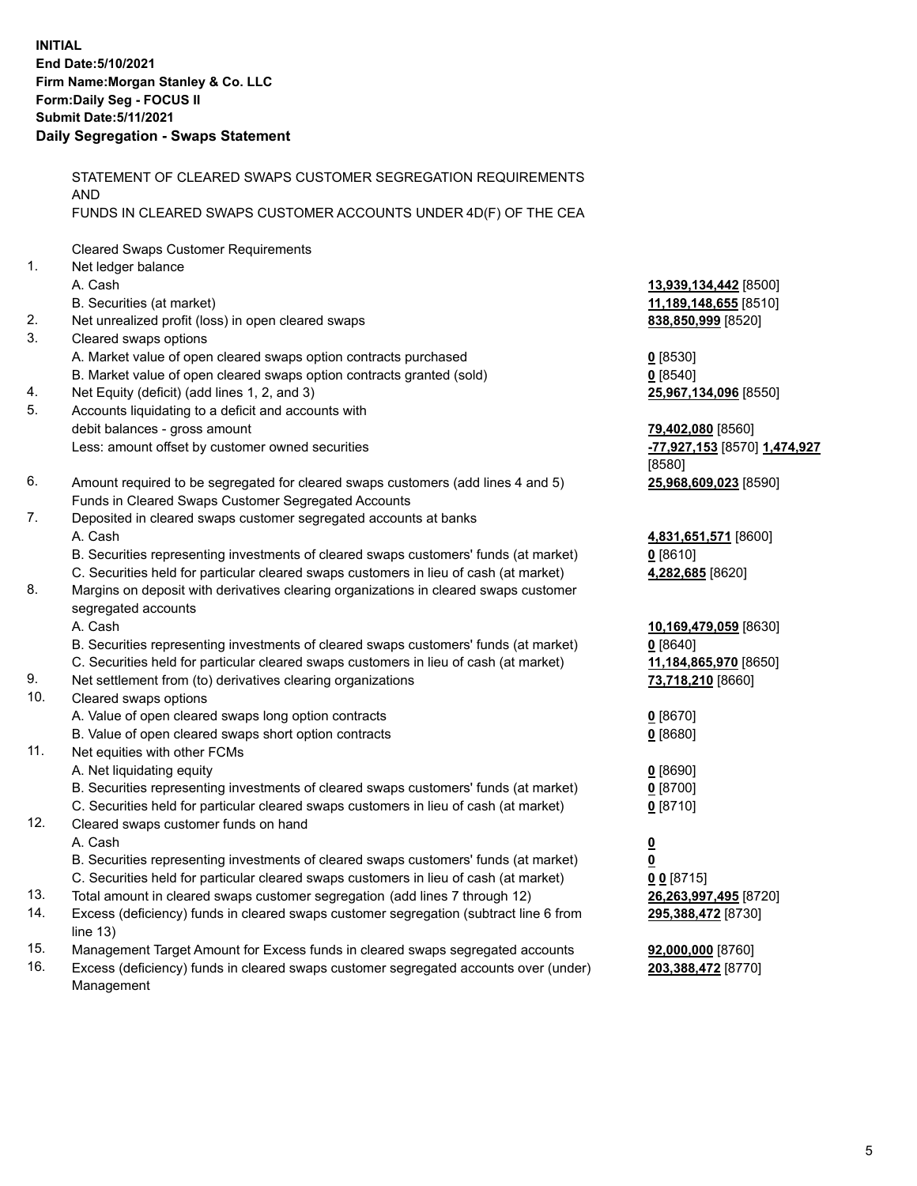**INITIAL**
**End Date:5/10/2021**
**Firm Name:Morgan Stanley & Co. LLC**
**Form:Daily Seg - FOCUS II**
**Submit Date:5/11/2021**
**Daily Segregation - Swaps Statement**

STATEMENT OF CLEARED SWAPS CUSTOMER SEGREGATION REQUIREMENTS AND
FUNDS IN CLEARED SWAPS CUSTOMER ACCOUNTS UNDER 4D(F) OF THE CEA

| | | |
|---|---|---|
| | Cleared Swaps Customer Requirements | |
| 1. | Net ledger balance | |
| | A. Cash | **13,939,134,442** [8500] |
| | B. Securities (at market) | **11,189,148,655** [8510] |
| 2. | Net unrealized profit (loss) in open cleared swaps | **838,850,999** [8520] |
| 3. | Cleared swaps options | |
| | A. Market value of open cleared swaps option contracts purchased | **0** [8530] |
| | B. Market value of open cleared swaps option contracts granted (sold) | **0** [8540] |
| 4. | Net Equity (deficit) (add lines 1, 2, and 3) | **25,967,134,096** [8550] |
| 5. | Accounts liquidating to a deficit and accounts with debit balances - gross amount | **79,402,080** [8560] |
| | Less: amount offset by customer owned securities | **-77,927,153** [8570] **1,474,927** [8580] |
| 6. | Amount required to be segregated for cleared swaps customers (add lines 4 and 5) | **25,968,609,023** [8590] |
| | Funds in Cleared Swaps Customer Segregated Accounts | |
| 7. | Deposited in cleared swaps customer segregated accounts at banks | |
| | A. Cash | **4,831,651,571** [8600] |
| | B. Securities representing investments of cleared swaps customers' funds (at market) | **0** [8610] |
| | C. Securities held for particular cleared swaps customers in lieu of cash (at market) | **4,282,685** [8620] |
| 8. | Margins on deposit with derivatives clearing organizations in cleared swaps customer segregated accounts | |
| | A. Cash | **10,169,479,059** [8630] |
| | B. Securities representing investments of cleared swaps customers' funds (at market) | **0** [8640] |
| | C. Securities held for particular cleared swaps customers in lieu of cash (at market) | **11,184,865,970** [8650] |
| 9. | Net settlement from (to) derivatives clearing organizations | **73,718,210** [8660] |
| 10. | Cleared swaps options | |
| | A. Value of open cleared swaps long option contracts | **0** [8670] |
| | B. Value of open cleared swaps short option contracts | **0** [8680] |
| 11. | Net equities with other FCMs | |
| | A. Net liquidating equity | **0** [8690] |
| | B. Securities representing investments of cleared swaps customers' funds (at market) | **0** [8700] |
| | C. Securities held for particular cleared swaps customers in lieu of cash (at market) | **0** [8710] |
| 12. | Cleared swaps customer funds on hand | |
| | A. Cash | **0** |
| | B. Securities representing investments of cleared swaps customers' funds (at market) | **0** |
| | C. Securities held for particular cleared swaps customers in lieu of cash (at market) | **0** **0** [8715] |
| 13. | Total amount in cleared swaps customer segregation (add lines 7 through 12) | **26,263,997,495** [8720] |
| 14. | Excess (deficiency) funds in cleared swaps customer segregation (subtract line 6 from line 13) | **295,388,472** [8730] |
| 15. | Management Target Amount for Excess funds in cleared swaps segregated accounts | **92,000,000** [8760] |
| 16. | Excess (deficiency) funds in cleared swaps customer segregated accounts over (under) Management | **203,388,472** [8770] |